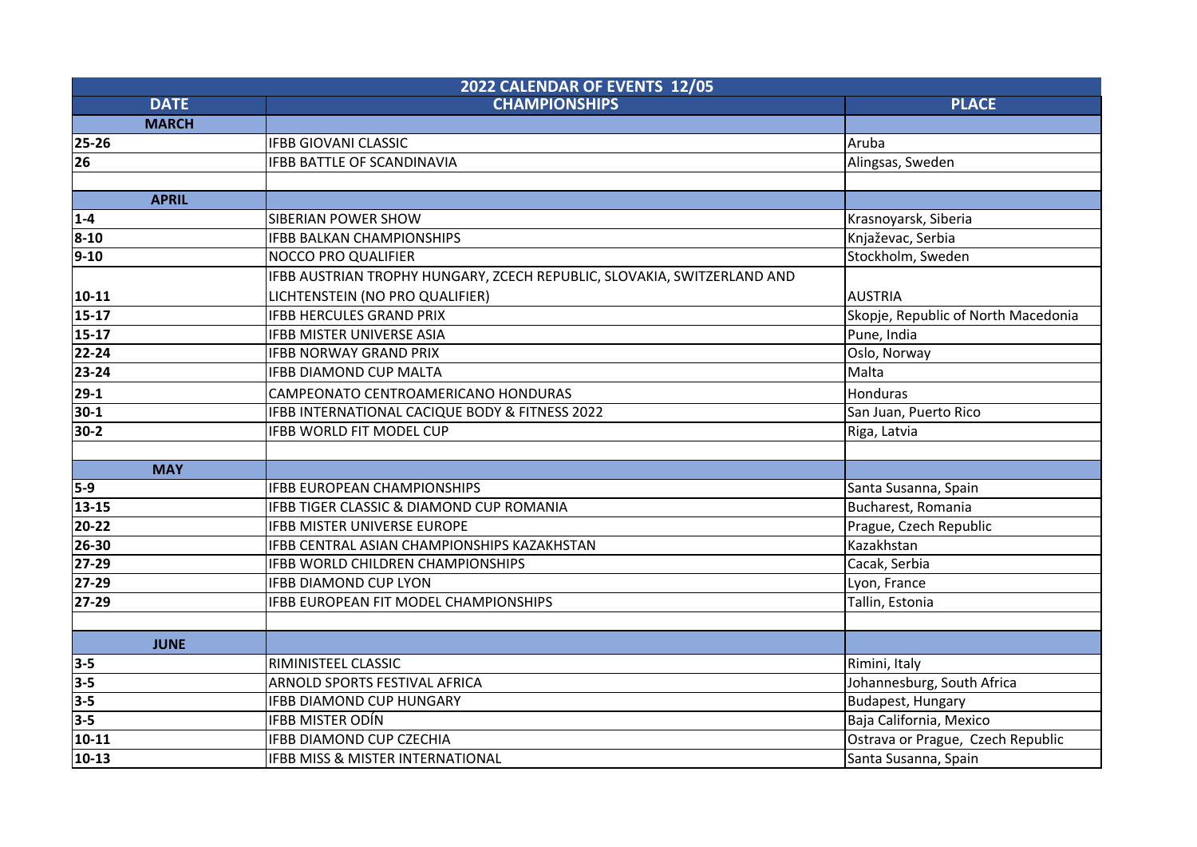| 2022 CALENDAR OF EVENTS 12/05 | | |
|---|---|---|
| **DATE** | **CHAMPIONSHIPS** | **PLACE** |
| **MARCH** | | |
| 25-26 | IFBB GIOVANI CLASSIC | Aruba |
| 26 | IFBB BATTLE OF SCANDINAVIA | Alingsas, Sweden |
| | | |
| **APRIL** | | |
| 1-4 | SIBERIAN POWER SHOW | Krasnoyarsk, Siberia |
| 8-10 | IFBB BALKAN CHAMPIONSHIPS | Knjaževac, Serbia |
| 9-10 | NOCCO PRO QUALIFIER | Stockholm, Sweden |
| 10-11 | IFBB AUSTRIAN TROPHY HUNGARY, ZCECH REPUBLIC, SLOVAKIA, SWITZERLAND AND LICHTENSTEIN (NO PRO QUALIFIER) | AUSTRIA |
| 15-17 | IFBB HERCULES GRAND PRIX | Skopje, Republic of North Macedonia |
| 15-17 | IFBB MISTER UNIVERSE ASIA | Pune, India |
| 22-24 | IFBB NORWAY GRAND PRIX | Oslo, Norway |
| 23-24 | IFBB DIAMOND CUP MALTA | Malta |
| 29-1 | CAMPEONATO CENTROAMERICANO HONDURAS | Honduras |
| 30-1 | IFBB INTERNATIONAL CACIQUE BODY & FITNESS 2022 | San Juan, Puerto Rico |
| 30-2 | IFBB WORLD FIT MODEL CUP | Riga, Latvia |
| | | |
| **MAY** | | |
| 5-9 | IFBB EUROPEAN CHAMPIONSHIPS | Santa Susanna, Spain |
| 13-15 | IFBB TIGER CLASSIC & DIAMOND CUP ROMANIA | Bucharest, Romania |
| 20-22 | IFBB MISTER UNIVERSE EUROPE | Prague, Czech Republic |
| 26-30 | IFBB CENTRAL ASIAN CHAMPIONSHIPS KAZAKHSTAN | Kazakhstan |
| 27-29 | IFBB WORLD CHILDREN CHAMPIONSHIPS | Cacak, Serbia |
| 27-29 | IFBB DIAMOND CUP LYON | Lyon, France |
| 27-29 | IFBB EUROPEAN FIT MODEL CHAMPIONSHIPS | Tallin, Estonia |
| | | |
| **JUNE** | | |
| 3-5 | RIMINISTEEL CLASSIC | Rimini, Italy |
| 3-5 | ARNOLD SPORTS FESTIVAL AFRICA | Johannesburg, South Africa |
| 3-5 | IFBB DIAMOND CUP HUNGARY | Budapest, Hungary |
| 3-5 | IFBB MISTER ODÍN | Baja California, Mexico |
| 10-11 | IFBB DIAMOND CUP CZECHIA | Ostrava or Prague, Czech Republic |
| 10-13 | IFBB MISS & MISTER INTERNATIONAL | Santa Susanna, Spain |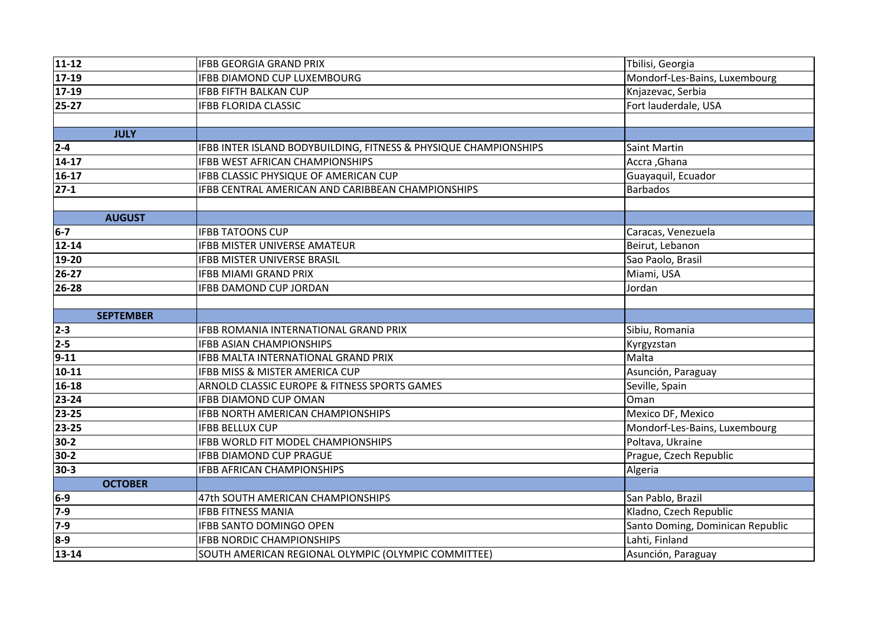| | | |
|---|---|---|
| **11-12** | IFBB GEORGIA GRAND PRIX | Tbilisi, Georgia |
| **17-19** | IFBB DIAMOND CUP LUXEMBOURG | Mondorf-Les-Bains, Luxembourg |
| **17-19** | IFBB FIFTH BALKAN CUP | Knjazevac, Serbia |
| **25-27** | IFBB FLORIDA CLASSIC | Fort lauderdale, USA |
| | | |
| **JULY** | | |
| **2-4** | IFBB INTER ISLAND BODYBUILDING, FITNESS & PHYSIQUE CHAMPIONSHIPS | Saint Martin |
| **14-17** | IFBB WEST AFRICAN CHAMPIONSHIPS | Accra ,Ghana |
| **16-17** | IFBB CLASSIC PHYSIQUE OF AMERICAN CUP | Guayaquil, Ecuador |
| **27-1** | IFBB CENTRAL AMERICAN AND CARIBBEAN CHAMPIONSHIPS | Barbados |
| | | |
| **AUGUST** | | |
| **6-7** | IFBB TATOONS CUP | Caracas, Venezuela |
| **12-14** | IFBB MISTER UNIVERSE AMATEUR | Beirut, Lebanon |
| **19-20** | IFBB MISTER UNIVERSE BRASIL | Sao Paolo, Brasil |
| **26-27** | IFBB MIAMI GRAND PRIX | Miami, USA |
| **26-28** | IFBB DAMOND CUP JORDAN | Jordan |
| | | |
| **SEPTEMBER** | | |
| **2-3** | IFBB ROMANIA INTERNATIONAL GRAND PRIX | Sibiu, Romania |
| **2-5** | IFBB ASIAN CHAMPIONSHIPS | Kyrgyzstan |
| **9-11** | IFBB MALTA INTERNATIONAL GRAND PRIX | Malta |
| **10-11** | IFBB MISS & MISTER AMERICA CUP | Asunción, Paraguay |
| **16-18** | ARNOLD CLASSIC EUROPE & FITNESS SPORTS GAMES | Seville, Spain |
| **23-24** | IFBB DIAMOND CUP OMAN | Oman |
| **23-25** | IFBB NORTH AMERICAN CHAMPIONSHIPS | Mexico DF, Mexico |
| **23-25** | IFBB BELLUX CUP | Mondorf-Les-Bains, Luxembourg |
| **30-2** | IFBB WORLD FIT MODEL CHAMPIONSHIPS | Poltava, Ukraine |
| **30-2** | IFBB DIAMOND CUP PRAGUE | Prague, Czech Republic |
| **30-3** | IFBB AFRICAN CHAMPIONSHIPS | Algeria |
| **OCTOBER** | | |
| **6-9** | 47th SOUTH AMERICAN CHAMPIONSHIPS | San Pablo, Brazil |
| **7-9** | IFBB FITNESS MANIA | Kladno, Czech Republic |
| **7-9** | IFBB SANTO DOMINGO OPEN | Santo Doming, Dominican Republic |
| **8-9** | IFBB NORDIC CHAMPIONSHIPS | Lahti, Finland |
| **13-14** | SOUTH AMERICAN REGIONAL OLYMPIC (OLYMPIC COMMITTEE) | Asunción, Paraguay |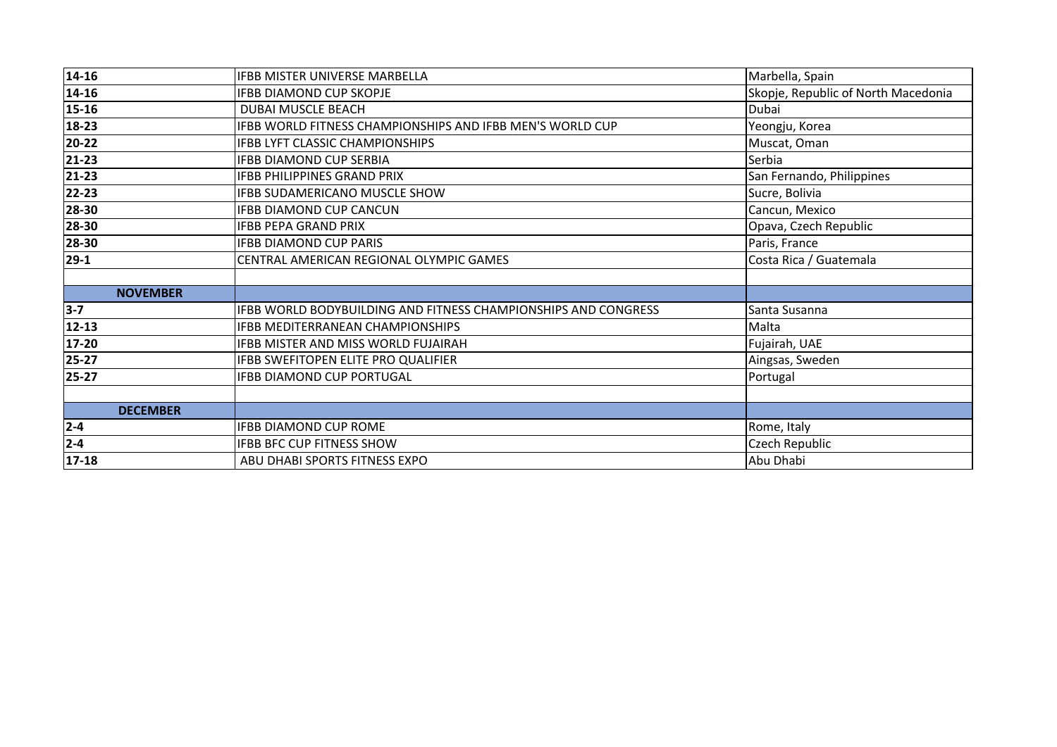| | | |
|---|---|---|
| **14-16** | IFBB MISTER UNIVERSE MARBELLA | Marbella, Spain |
| **14-16** | IFBB DIAMOND CUP SKOPJE | Skopje, Republic of North Macedonia |
| **15-16** | DUBAI MUSCLE BEACH | Dubai |
| **18-23** | IFBB WORLD FITNESS CHAMPIONSHIPS AND IFBB MEN'S WORLD CUP | Yeongju, Korea |
| **20-22** | IFBB LYFT CLASSIC CHAMPIONSHIPS | Muscat, Oman |
| **21-23** | IFBB DIAMOND CUP SERBIA | Serbia |
| **21-23** | IFBB PHILIPPINES GRAND PRIX | San Fernando, Philippines |
| **22-23** | IFBB SUDAMERICANO MUSCLE SHOW | Sucre, Bolivia |
| **28-30** | IFBB DIAMOND CUP CANCUN | Cancun, Mexico |
| **28-30** | IFBB PEPA GRAND PRIX | Opava, Czech Republic |
| **28-30** | IFBB DIAMOND CUP PARIS | Paris, France |
| **29-1** | CENTRAL AMERICAN REGIONAL OLYMPIC GAMES | Costa Rica / Guatemala |
| | | |
| **NOVEMBER** | | |
| **3-7** | IFBB WORLD BODYBUILDING AND FITNESS CHAMPIONSHIPS AND CONGRESS | Santa Susanna |
| **12-13** | IFBB MEDITERRANEAN CHAMPIONSHIPS | Malta |
| **17-20** | IFBB MISTER AND MISS WORLD FUJAIRAH | Fujairah, UAE |
| **25-27** | IFBB SWEFITOPEN ELITE PRO QUALIFIER | Aingsas, Sweden |
| **25-27** | IFBB DIAMOND CUP PORTUGAL | Portugal |
| | | |
| **DECEMBER** | | |
| **2-4** | IFBB DIAMOND CUP ROME | Rome, Italy |
| **2-4** | IFBB BFC CUP FITNESS SHOW | Czech Republic |
| **17-18** | ABU DHABI SPORTS FITNESS EXPO | Abu Dhabi |